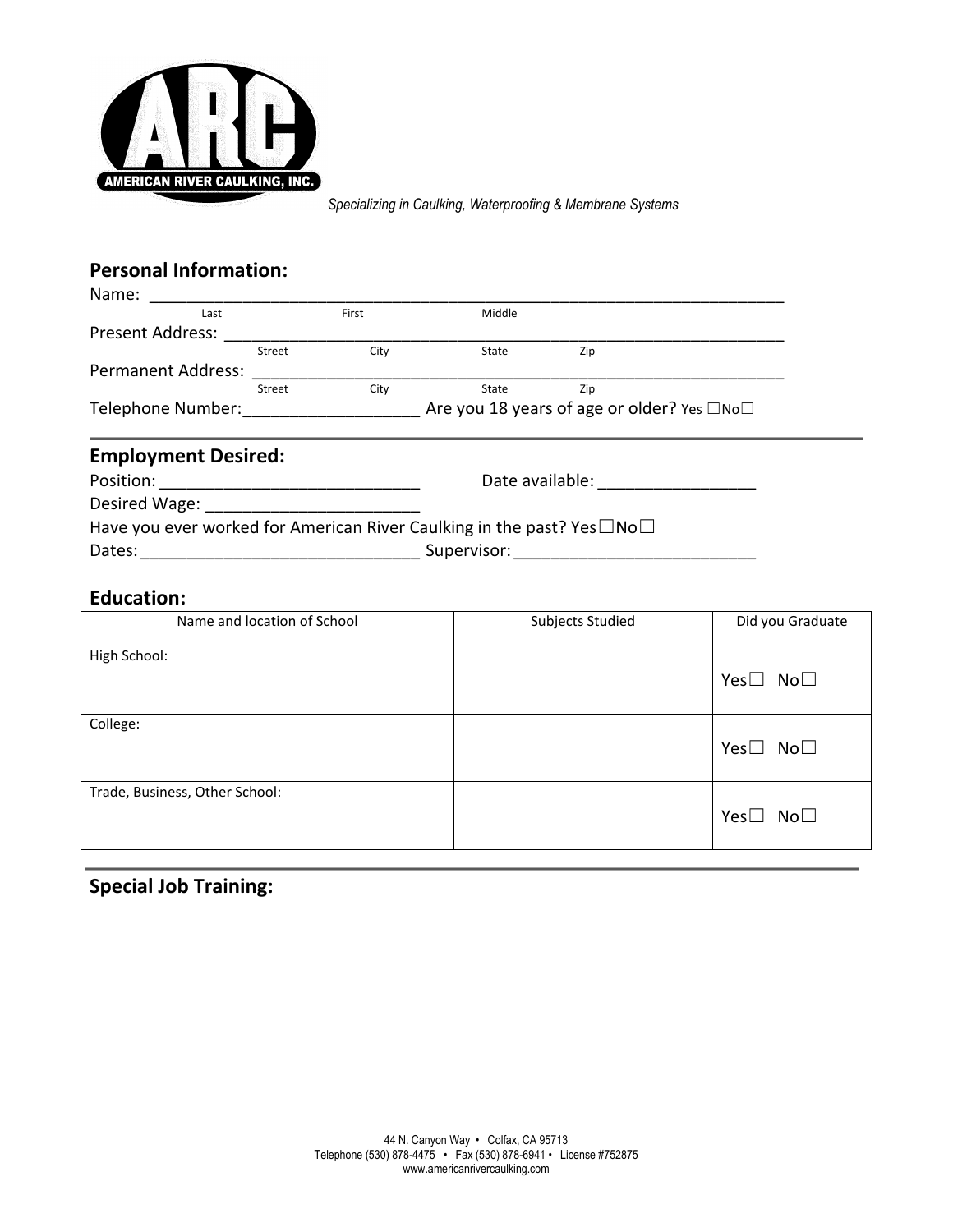AMERICAN RIVER CAULKING, INC.

*Specializing in Caulking, Waterproofing & Membrane Systems*

## Personal Information:

Name: ______________________________________________________________________
Last First Middle

Present Address: ______________________________________________________________
Street City State Zip

Permanent Address: ____________________________________________________________
Street City State Zip

Telephone Number:__________________ Are you 18 years of age or older? Yes ☐No☐

## Employment Desired:

Position: ____________________________ Date available: ________________

Desired Wage: _______________________

Have you ever worked for American River Caulking in the past? Yes☐No☐

Dates:_____________________________ Supervisor: _________________________

## Education:

| Name and location of School | Subjects Studied | Did you Graduate |
|---|---|---|
| High School: | | Yes☐ No☐ |
| College: | | Yes☐ No☐ |
| Trade, Business, Other School: | | Yes☐ No☐ |

## Special Job Training:

44 N. Canyon Way • Colfax, CA 95713
Telephone (530) 878-4475 • Fax (530) 878-6941 • License #752875
www.americanrivercaulking.com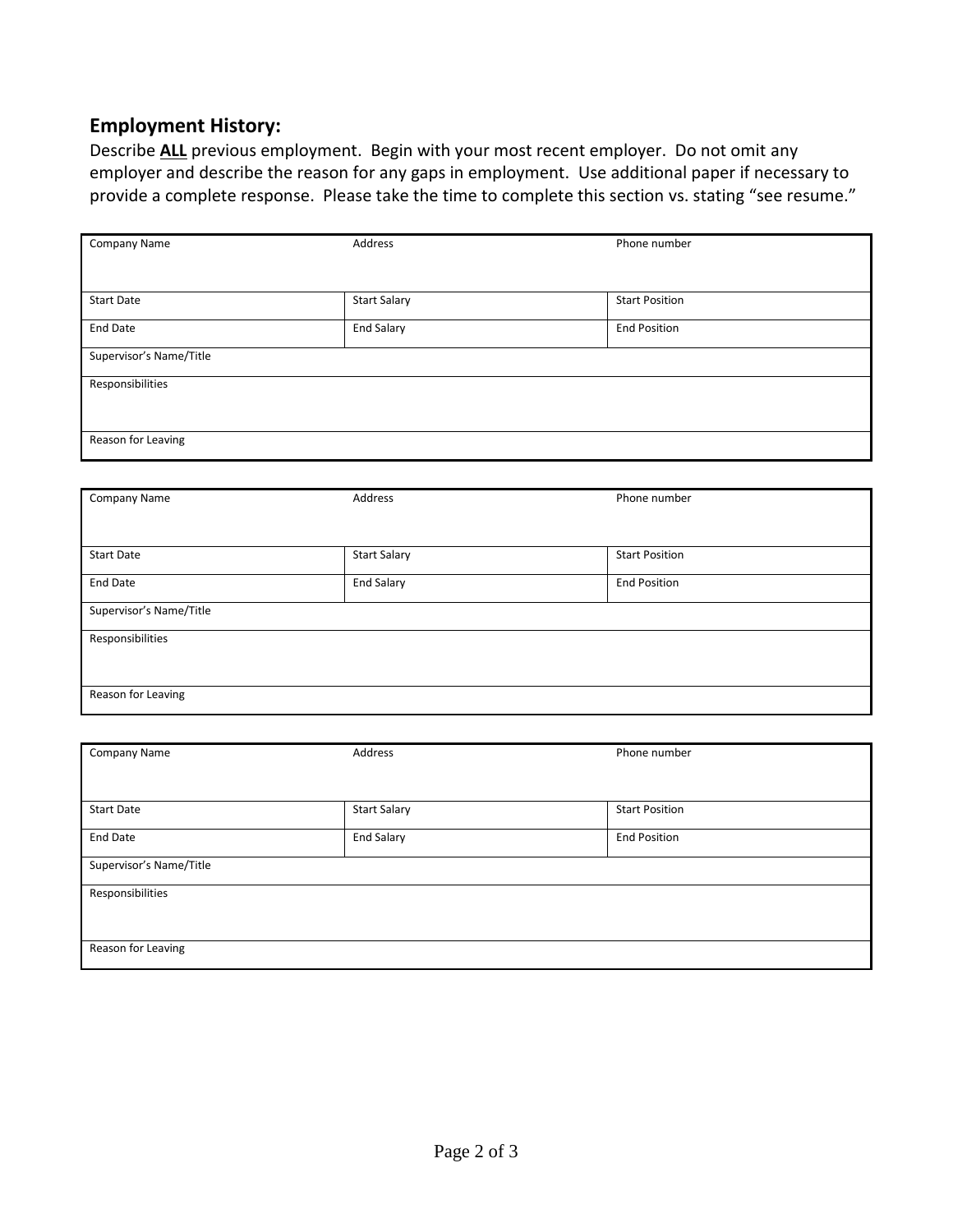## Employment History:

Describe **ALL** previous employment. Begin with your most recent employer. Do not omit any employer and describe the reason for any gaps in employment. Use additional paper if necessary to provide a complete response. Please take the time to complete this section vs. stating "see resume."

| Company Name | Address | Phone number |
|---|---|---|
| Start Date | Start Salary | Start Position |
| End Date | End Salary | End Position |
| Supervisor's Name/Title | | |
| Responsibilities | | |
| Reason for Leaving | | |

| Company Name | Address | Phone number |
|---|---|---|
| Start Date | Start Salary | Start Position |
| End Date | End Salary | End Position |
| Supervisor's Name/Title | | |
| Responsibilities | | |
| Reason for Leaving | | |

| Company Name | Address | Phone number |
|---|---|---|
| Start Date | Start Salary | Start Position |
| End Date | End Salary | End Position |
| Supervisor's Name/Title | | |
| Responsibilities | | |
| Reason for Leaving | | |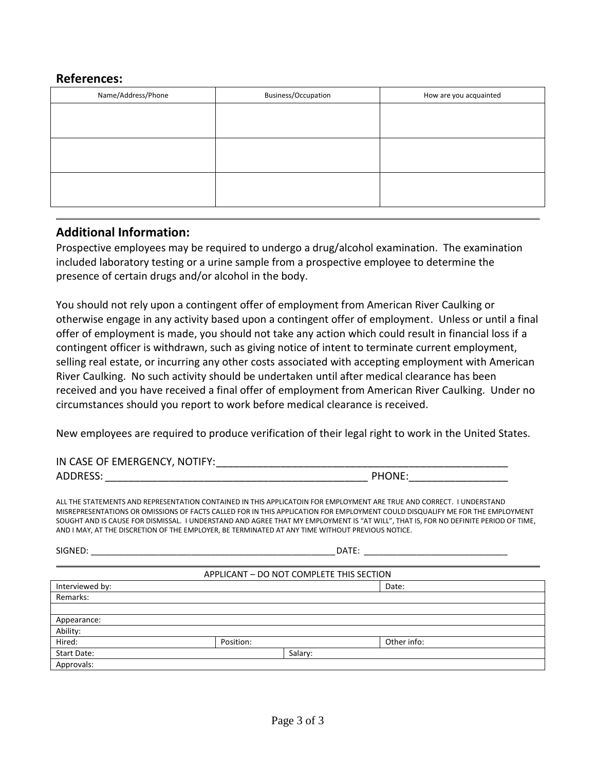## References:

| Name/Address/Phone | Business/Occupation | How are you acquainted |
|---|---|---|
| | | |
| | | |
| | | |

## Additional Information:

Prospective employees may be required to undergo a drug/alcohol examination. The examination included laboratory testing or a urine sample from a prospective employee to determine the presence of certain drugs and/or alcohol in the body.

You should not rely upon a contingent offer of employment from American River Caulking or otherwise engage in any activity based upon a contingent offer of employment. Unless or until a final offer of employment is made, you should not take any action which could result in financial loss if a contingent officer is withdrawn, such as giving notice of intent to terminate current employment, selling real estate, or incurring any other costs associated with accepting employment with American River Caulking. No such activity should be undertaken until after medical clearance has been received and you have received a final offer of employment from American River Caulking. Under no circumstances should you report to work before medical clearance is received.

New employees are required to produce verification of their legal right to work in the United States.

IN CASE OF EMERGENCY, NOTIFY:____________________________________________________

ADDRESS: ______________________________________________ PHONE:________________

ALL THE STATEMENTS AND REPRESENTATION CONTAINED IN THIS APPLICATOIN FOR EMPLOYMENT ARE TRUE AND CORRECT. I UNDERSTAND MISREPRESENTATIONS OR OMISSIONS OF FACTS CALLED FOR IN THIS APPLICATION FOR EMPLOYMENT COULD DISQUALIFY ME FOR THE EMPLOYMENT SOUGHT AND IS CAUSE FOR DISMISSAL. I UNDERSTAND AND AGREE THAT MY EMPLOYMENT IS "AT WILL", THAT IS, FOR NO DEFINITE PERIOD OF TIME, AND I MAY, AT THE DISCRETION OF THE EMPLOYER, BE TERMINATED AT ANY TIME WITHOUT PREVIOUS NOTICE.

SIGNED: ________________________________________________ DATE: ___________________________

APPLICANT – DO NOT COMPLETE THIS SECTION

| | | | |
|---|---|---|---|
| Interviewed by: | | | Date: |
| Remarks: | | | |
| | | | |
| Appearance: | | | |
| Ability: | | | |
| Hired: | Position: | | Other info: |
| Start Date: | | Salary: | |
| Approvals: | | | |